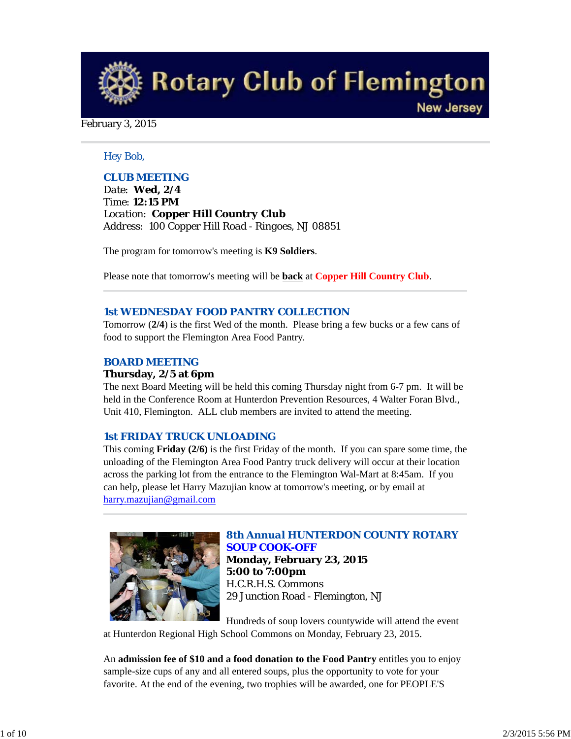# Rotary Club of Flemington

New Jersey

February 3, 2015

Hey Bob,

## CLUB MEETING

Date: **Wed, 2/4**
Time: **12:15 PM**
Location: **Copper Hill Country Club**
Address: 100 Copper Hill Road - Ringoes, NJ 08851

The program for tomorrow's meeting is **K9 Soldiers**.

Please note that tomorrow's meeting will be **back** at **Copper Hill Country Club**.

---

## 1st WEDNESDAY FOOD PANTRY COLLECTION

Tomorrow (**2/4**) is the first Wed of the month. Please bring a few bucks or a few cans of food to support the Flemington Area Food Pantry.

## BOARD MEETING

**Thursday, 2/5 at 6pm**

The next Board Meeting will be held this coming Thursday night from 6-7 pm. It will be held in the Conference Room at Hunterdon Prevention Resources, 4 Walter Foran Blvd., Unit 410, Flemington. ALL club members are invited to attend the meeting.

## 1st FRIDAY TRUCK UNLOADING

This coming **Friday (2/6)** is the first Friday of the month. If you can spare some time, the unloading of the Flemington Area Food Pantry truck delivery will occur at their location across the parking lot from the entrance to the Flemington Wal-Mart at 8:45am. If you can help, please let Harry Mazujian know at tomorrow's meeting, or by email at harry.mazujian@gmail.com

---

## 8th Annual HUNTERDON COUNTY ROTARY SOUP COOK-OFF

**Monday, February 23, 2015**
**5:00 to 7:00pm**
H.C.R.H.S. Commons
29 Junction Road - Flemington, NJ

Hundreds of soup lovers countywide will attend the event at Hunterdon Regional High School Commons on Monday, February 23, 2015.

An **admission fee of $10 and a food donation to the Food Pantry** entitles you to enjoy sample-size cups of any and all entered soups, plus the opportunity to vote for your favorite. At the end of the evening, two trophies will be awarded, one for PEOPLE'S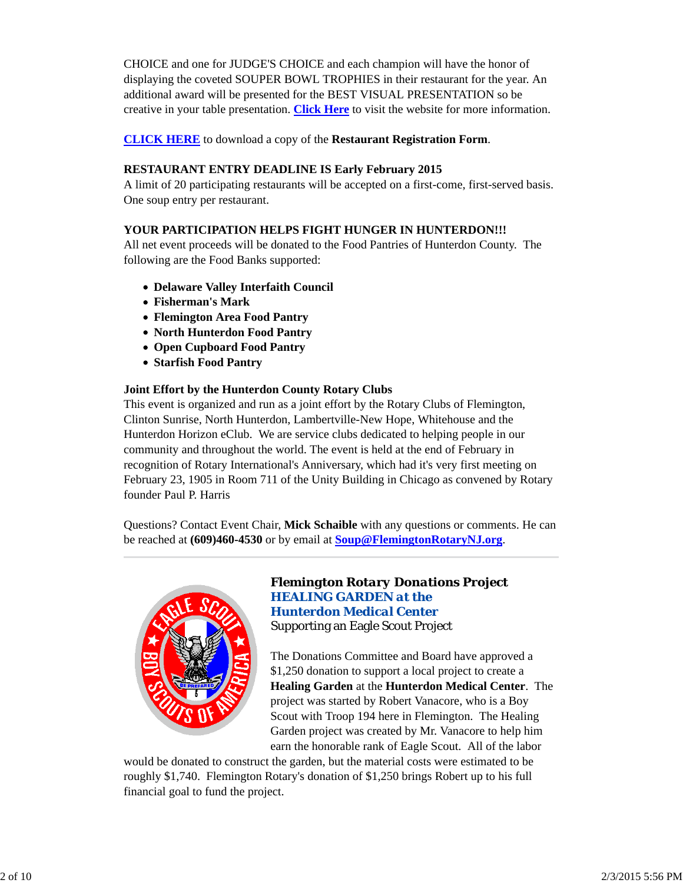CHOICE and one for JUDGE'S CHOICE and each champion will have the honor of displaying the coveted SOUPER BOWL TROPHIES in their restaurant for the year. An additional award will be presented for the BEST VISUAL PRESENTATION so be creative in your table presentation. **Click Here** to visit the website for more information.

**CLICK HERE** to download a copy of the **Restaurant Registration Form**.

**RESTAURANT ENTRY DEADLINE IS Early February 2015**
A limit of 20 participating restaurants will be accepted on a first-come, first-served basis. One soup entry per restaurant.

**YOUR PARTICIPATION HELPS FIGHT HUNGER IN HUNTERDON!!!**
All net event proceeds will be donated to the Food Pantries of Hunterdon County. The following are the Food Banks supported:

- **Delaware Valley Interfaith Council**
- **Fisherman's Mark**
- **Flemington Area Food Pantry**
- **North Hunterdon Food Pantry**
- **Open Cupboard Food Pantry**
- **Starfish Food Pantry**

**Joint Effort by the Hunterdon County Rotary Clubs**
This event is organized and run as a joint effort by the Rotary Clubs of Flemington, Clinton Sunrise, North Hunterdon, Lambertville-New Hope, Whitehouse and the Hunterdon Horizon eClub. We are service clubs dedicated to helping people in our community and throughout the world. The event is held at the end of February in recognition of Rotary International's Anniversary, which had it's very first meeting on February 23, 1905 in Room 711 of the Unity Building in Chicago as convened by Rotary founder Paul P. Harris

Questions? Contact Event Chair, **Mick Schaible** with any questions or comments. He can be reached at **(609)460-4530** or by email at **Soup@FlemingtonRotaryNJ.org**.

---

## Flemington Rotary Donations Project
### HEALING GARDEN at the Hunterdon Medical Center
Supporting an Eagle Scout Project

The Donations Committee and Board have approved a $1,250 donation to support a local project to create a **Healing Garden** at the **Hunterdon Medical Center**. The project was started by Robert Vanacore, who is a Boy Scout with Troop 194 here in Flemington. The Healing Garden project was created by Mr. Vanacore to help him earn the honorable rank of Eagle Scout. All of the labor would be donated to construct the garden, but the material costs were estimated to be roughly $1,740. Flemington Rotary's donation of $1,250 brings Robert up to his full financial goal to fund the project.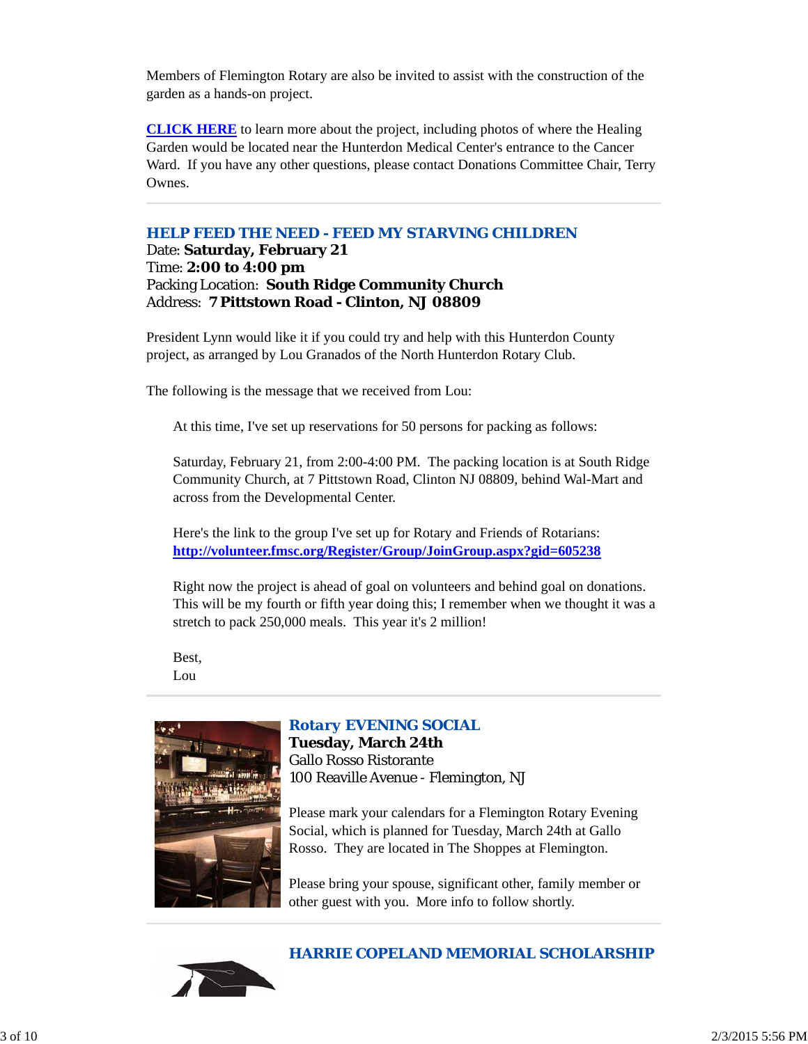Members of Flemington Rotary are also be invited to assist with the construction of the garden as a hands-on project.

**CLICK HERE** to learn more about the project, including photos of where the Healing Garden would be located near the Hunterdon Medical Center's entrance to the Cancer Ward.  If you have any other questions, please contact Donations Committee Chair, Terry Ownes.

---

## HELP FEED THE NEED - FEED MY STARVING CHILDREN

Date: **Saturday, February 21**
Time: **2:00 to 4:00 pm**
Packing Location:  **South Ridge Community Church**
Address:  **7 Pittstown Road - Clinton, NJ 08809**

President Lynn would like it if you could try and help with this Hunterdon County project, as arranged by Lou Granados of the North Hunterdon Rotary Club.

The following is the message that we received from Lou:

> At this time, I've set up reservations for 50 persons for packing as follows:
>
> Saturday, February 21, from 2:00-4:00 PM.  The packing location is at South Ridge Community Church, at 7 Pittstown Road, Clinton NJ 08809, behind Wal-Mart and across from the Developmental Center.
>
> Here's the link to the group I've set up for Rotary and Friends of Rotarians: **http://volunteer.fmsc.org/Register/Group/JoinGroup.aspx?gid=605238**
>
> Right now the project is ahead of goal on volunteers and behind goal on donations. This will be my fourth or fifth year doing this; I remember when we thought it was a stretch to pack 250,000 meals.  This year it's 2 million!
>
> Best,
> Lou

---

## Rotary EVENING SOCIAL

**Tuesday, March 24th**
Gallo Rosso Ristorante
100 Reaville Avenue - Flemington, NJ

Please mark your calendars for a Flemington Rotary Evening Social, which is planned for Tuesday, March 24th at Gallo Rosso.  They are located in The Shoppes at Flemington.

Please bring your spouse, significant other, family member or other guest with you.  More info to follow shortly.

---

## HARRIE COPELAND MEMORIAL SCHOLARSHIP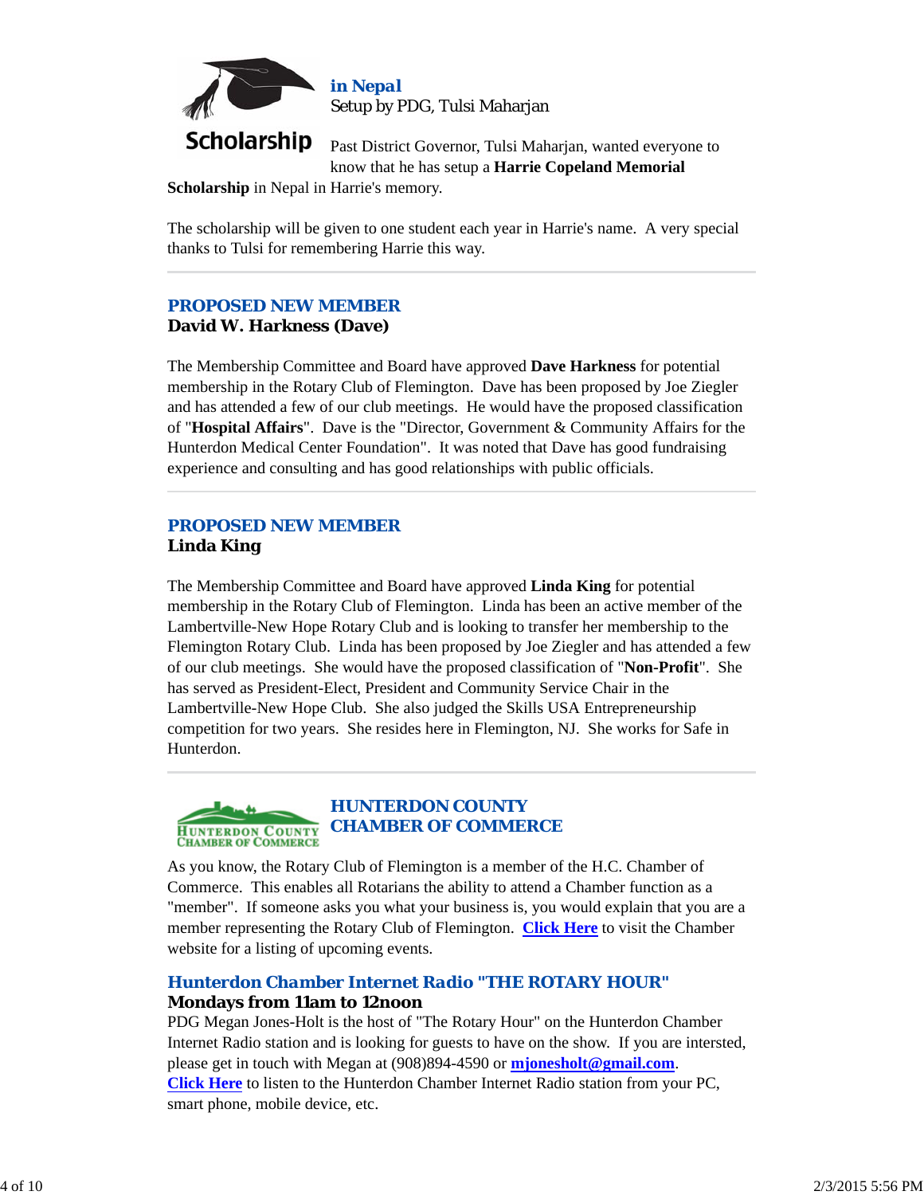Scholarship

### in Nepal
Setup by PDG, Tulsi Maharjan

Past District Governor, Tulsi Maharjan, wanted everyone to know that he has setup a **Harrie Copeland Memorial Scholarship** in Nepal in Harrie's memory.

The scholarship will be given to one student each year in Harrie's name. A very special thanks to Tulsi for remembering Harrie this way.

---

## PROPOSED NEW MEMBER
**David W. Harkness (Dave)**

The Membership Committee and Board have approved **Dave Harkness** for potential membership in the Rotary Club of Flemington. Dave has been proposed by Joe Ziegler and has attended a few of our club meetings. He would have the proposed classification of "**Hospital Affairs**". Dave is the "Director, Government & Community Affairs for the Hunterdon Medical Center Foundation". It was noted that Dave has good fundraising experience and consulting and has good relationships with public officials.

---

## PROPOSED NEW MEMBER
**Linda King**

The Membership Committee and Board have approved **Linda King** for potential membership in the Rotary Club of Flemington. Linda has been an active member of the Lambertville-New Hope Rotary Club and is looking to transfer her membership to the Flemington Rotary Club. Linda has been proposed by Joe Ziegler and has attended a few of our club meetings. She would have the proposed classification of "**Non-Profit**". She has served as President-Elect, President and Community Service Chair in the Lambertville-New Hope Club. She also judged the Skills USA Entrepreneurship competition for two years. She resides here in Flemington, NJ. She works for Safe in Hunterdon.

---

Hunterdon County Chamber of Commerce

## HUNTERDON COUNTY CHAMBER OF COMMERCE

As you know, the Rotary Club of Flemington is a member of the H.C. Chamber of Commerce. This enables all Rotarians the ability to attend a Chamber function as a "member". If someone asks you what your business is, you would explain that you are a member representing the Rotary Club of Flemington. **Click Here** to visit the Chamber website for a listing of upcoming events.

### Hunterdon Chamber Internet Radio "THE ROTARY HOUR"
**Mondays from 11am to 12noon**

PDG Megan Jones-Holt is the host of "The Rotary Hour" on the Hunterdon Chamber Internet Radio station and is looking for guests to have on the show. If you are intersted, please get in touch with Megan at (908)894-4590 or **mjonesholt@gmail.com**.
**Click Here** to listen to the Hunterdon Chamber Internet Radio station from your PC, smart phone, mobile device, etc.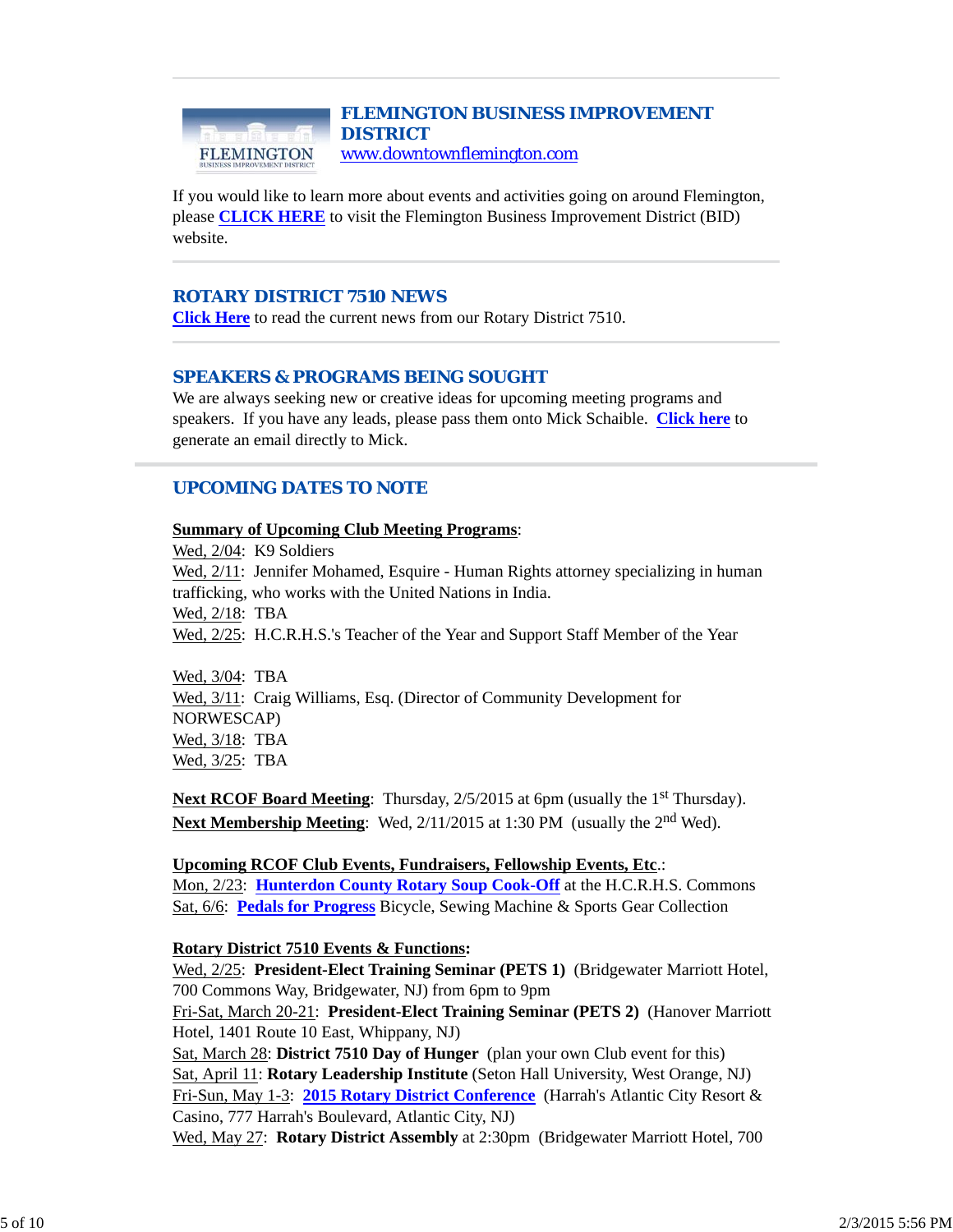## FLEMINGTON BUSINESS IMPROVEMENT DISTRICT

www.downtownflemington.com

If you would like to learn more about events and activities going on around Flemington, please **CLICK HERE** to visit the Flemington Business Improvement District (BID) website.

## ROTARY DISTRICT 7510 NEWS

**Click Here** to read the current news from our Rotary District 7510.

## SPEAKERS & PROGRAMS BEING SOUGHT

We are always seeking new or creative ideas for upcoming meeting programs and speakers. If you have any leads, please pass them onto Mick Schaible. **Click here** to generate an email directly to Mick.

## UPCOMING DATES TO NOTE

**Summary of Upcoming Club Meeting Programs**:

Wed, 2/04: K9 Soldiers
Wed, 2/11: Jennifer Mohamed, Esquire - Human Rights attorney specializing in human trafficking, who works with the United Nations in India.
Wed, 2/18: TBA
Wed, 2/25: H.C.R.H.S.'s Teacher of the Year and Support Staff Member of the Year

Wed, 3/04: TBA
Wed, 3/11: Craig Williams, Esq. (Director of Community Development for NORWESCAP)
Wed, 3/18: TBA
Wed, 3/25: TBA

**Next RCOF Board Meeting**: Thursday, 2/5/2015 at 6pm (usually the 1st Thursday).
**Next Membership Meeting**: Wed, 2/11/2015 at 1:30 PM (usually the 2nd Wed).

**Upcoming RCOF Club Events, Fundraisers, Fellowship Events, Etc**.:

Mon, 2/23: **Hunterdon County Rotary Soup Cook-Off** at the H.C.R.H.S. Commons
Sat, 6/6: **Pedals for Progress** Bicycle, Sewing Machine & Sports Gear Collection

**Rotary District 7510 Events & Functions:**

Wed, 2/25: **President-Elect Training Seminar (PETS 1)** (Bridgewater Marriott Hotel, 700 Commons Way, Bridgewater, NJ) from 6pm to 9pm
Fri-Sat, March 20-21: **President-Elect Training Seminar (PETS 2)** (Hanover Marriott Hotel, 1401 Route 10 East, Whippany, NJ)
Sat, March 28: **District 7510 Day of Hunger** (plan your own Club event for this)
Sat, April 11: **Rotary Leadership Institute** (Seton Hall University, West Orange, NJ)
Fri-Sun, May 1-3: **2015 Rotary District Conference** (Harrah's Atlantic City Resort & Casino, 777 Harrah's Boulevard, Atlantic City, NJ)
Wed, May 27: **Rotary District Assembly** at 2:30pm (Bridgewater Marriott Hotel, 700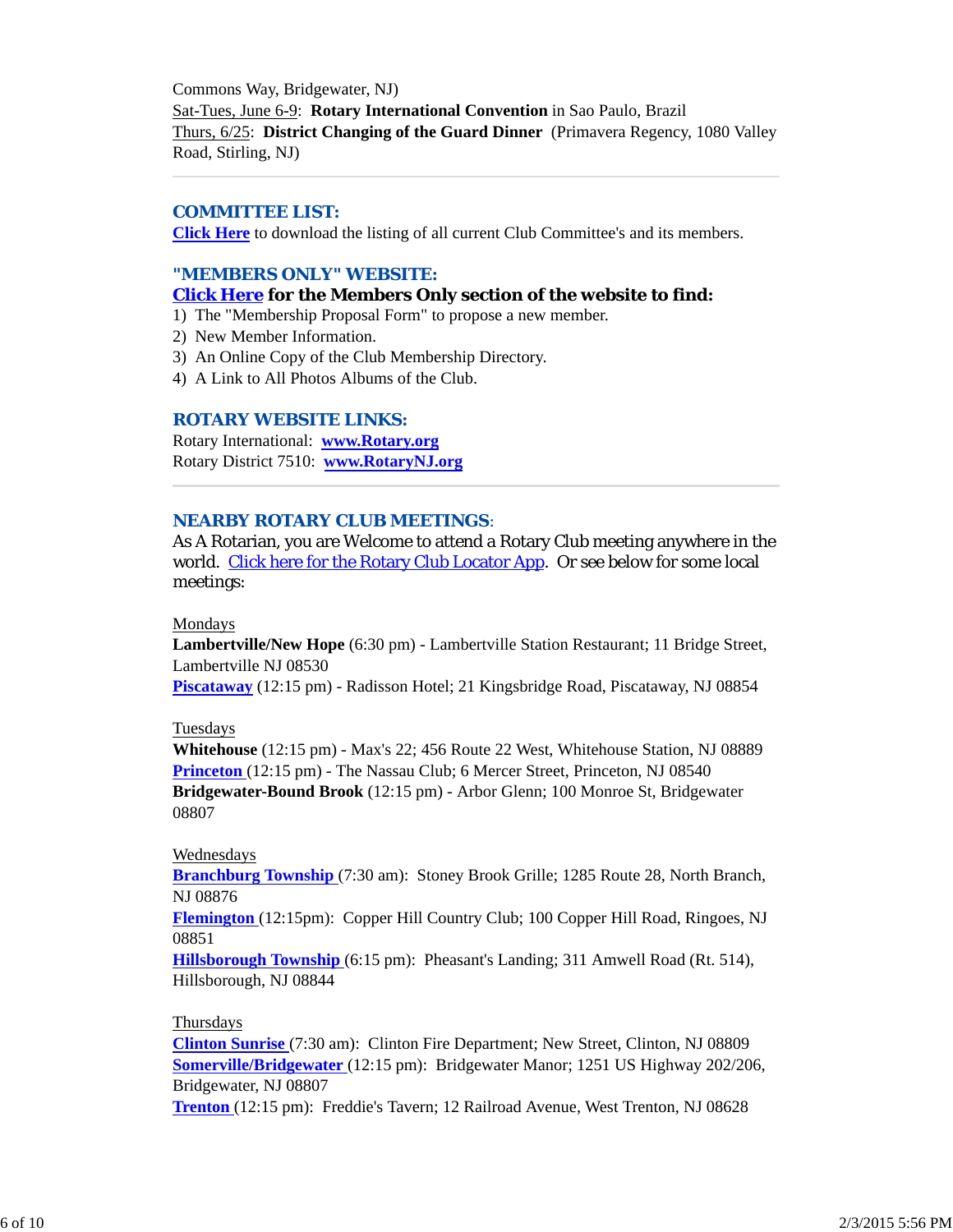Commons Way, Bridgewater, NJ)
Sat-Tues, June 6-9: **Rotary International Convention** in Sao Paulo, Brazil
Thurs, 6/25: **District Changing of the Guard Dinner** (Primavera Regency, 1080 Valley Road, Stirling, NJ)

---

## COMMITTEE LIST:

**Click Here** to download the listing of all current Club Committee's and its members.

## "MEMBERS ONLY" WEBSITE:

**Click Here for the Members Only section of the website to find:**

1) The "Membership Proposal Form" to propose a new member.
2) New Member Information.
3) An Online Copy of the Club Membership Directory.
4) A Link to All Photos Albums of the Club.

## ROTARY WEBSITE LINKS:

Rotary International: **www.Rotary.org**
Rotary District 7510: **www.RotaryNJ.org**

---

## NEARBY ROTARY CLUB MEETINGS:

As A Rotarian, you are Welcome to attend a Rotary Club meeting anywhere in the world. Click here for the Rotary Club Locator App. Or see below for some local meetings:

Mondays
**Lambertville/New Hope** (6:30 pm) - Lambertville Station Restaurant; 11 Bridge Street, Lambertville NJ 08530
**Piscataway** (12:15 pm) - Radisson Hotel; 21 Kingsbridge Road, Piscataway, NJ 08854

Tuesdays
**Whitehouse** (12:15 pm) - Max's 22; 456 Route 22 West, Whitehouse Station, NJ 08889
**Princeton** (12:15 pm) - The Nassau Club; 6 Mercer Street, Princeton, NJ 08540
**Bridgewater-Bound Brook** (12:15 pm) - Arbor Glenn; 100 Monroe St, Bridgewater 08807

Wednesdays
**Branchburg Township** (7:30 am): Stoney Brook Grille; 1285 Route 28, North Branch, NJ 08876
**Flemington** (12:15pm): Copper Hill Country Club; 100 Copper Hill Road, Ringoes, NJ 08851
**Hillsborough Township** (6:15 pm): Pheasant's Landing; 311 Amwell Road (Rt. 514), Hillsborough, NJ 08844

Thursdays
**Clinton Sunrise** (7:30 am): Clinton Fire Department; New Street, Clinton, NJ 08809
**Somerville/Bridgewater** (12:15 pm): Bridgewater Manor; 1251 US Highway 202/206, Bridgewater, NJ 08807
**Trenton** (12:15 pm): Freddie's Tavern; 12 Railroad Avenue, West Trenton, NJ 08628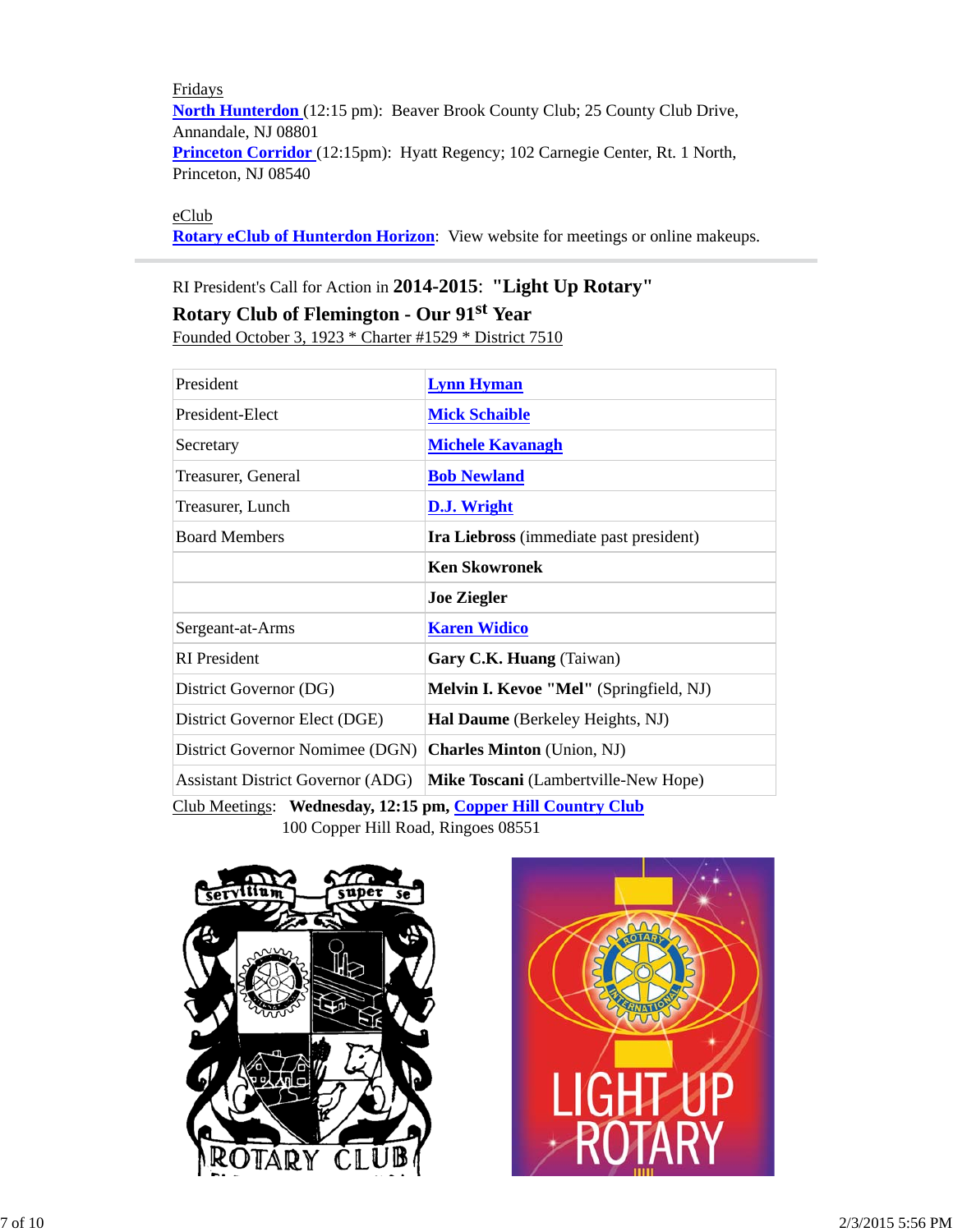Fridays

**North Hunterdon** (12:15 pm): Beaver Brook County Club; 25 County Club Drive, Annandale, NJ 08801

**Princeton Corridor** (12:15pm): Hyatt Regency; 102 Carnegie Center, Rt. 1 North, Princeton, NJ 08540

eClub

**Rotary eClub of Hunterdon Horizon**: View website for meetings or online makeups.

---

RI President's Call for Action in **2014-2015**: **"Light Up Rotary"**

**Rotary Club of Flemington - Our 91st Year**

Founded October 3, 1923 * Charter #1529 * District 7510

| | |
|---|---|
| President | **Lynn Hyman** |
| President-Elect | **Mick Schaible** |
| Secretary | **Michele Kavanagh** |
| Treasurer, General | **Bob Newland** |
| Treasurer, Lunch | **D.J. Wright** |
| Board Members | **Ira Liebross** (immediate past president) |
| | **Ken Skowronek** |
| | **Joe Ziegler** |
| Sergeant-at-Arms | **Karen Widico** |
| RI President | **Gary C.K. Huang** (Taiwan) |
| District Governor (DG) | **Melvin I. Kevoe "Mel"** (Springfield, NJ) |
| District Governor Elect (DGE) | **Hal Daume** (Berkeley Heights, NJ) |
| District Governor Nominee (DGN) | **Charles Minton** (Union, NJ) |
| Assistant District Governor (ADG) | **Mike Toscani** (Lambertville-New Hope) |

Club Meetings: **Wednesday, 12:15 pm, Copper Hill Country Club**
100 Copper Hill Road, Ringoes 08551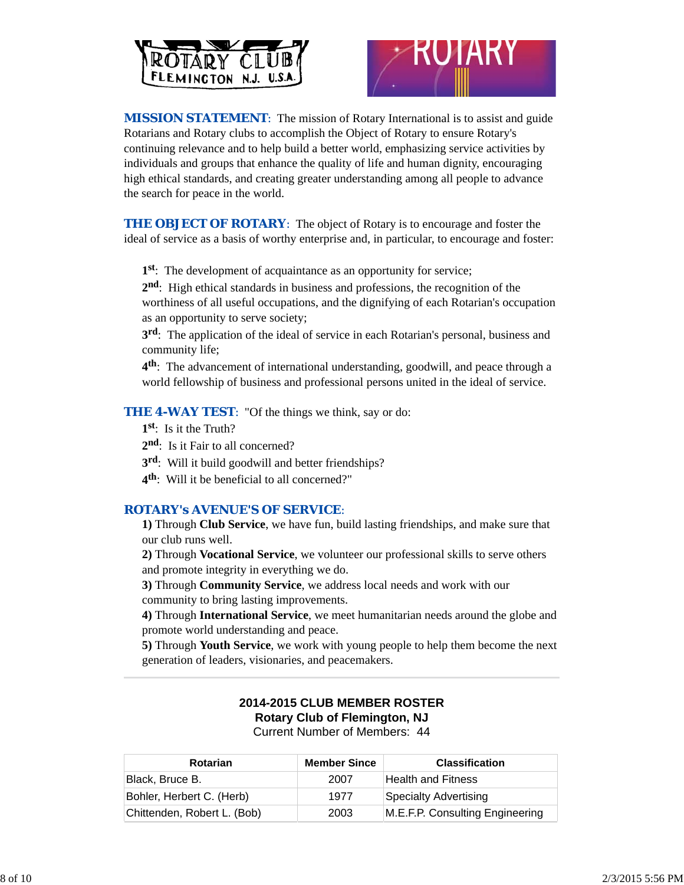**MISSION STATEMENT**: The mission of Rotary International is to assist and guide Rotarians and Rotary clubs to accomplish the Object of Rotary to ensure Rotary's continuing relevance and to help build a better world, emphasizing service activities by individuals and groups that enhance the quality of life and human dignity, encouraging high ethical standards, and creating greater understanding among all people to advance the search for peace in the world.

**THE OBJECT OF ROTARY**: The object of Rotary is to encourage and foster the ideal of service as a basis of worthy enterprise and, in particular, to encourage and foster:

**1st**: The development of acquaintance as an opportunity for service;
**2nd**: High ethical standards in business and professions, the recognition of the worthiness of all useful occupations, and the dignifying of each Rotarian's occupation as an opportunity to serve society;
**3rd**: The application of the ideal of service in each Rotarian's personal, business and community life;
**4th**: The advancement of international understanding, goodwill, and peace through a world fellowship of business and professional persons united in the ideal of service.

**THE 4-WAY TEST**: "Of the things we think, say or do:
**1st**: Is it the Truth?
**2nd**: Is it Fair to all concerned?
**3rd**: Will it build goodwill and better friendships?
**4th**: Will it be beneficial to all concerned?"

**ROTARY's AVENUE'S OF SERVICE**:
**1)** Through **Club Service**, we have fun, build lasting friendships, and make sure that our club runs well.
**2)** Through **Vocational Service**, we volunteer our professional skills to serve others and promote integrity in everything we do.
**3)** Through **Community Service**, we address local needs and work with our community to bring lasting improvements.
**4)** Through **International Service**, we meet humanitarian needs around the globe and promote world understanding and peace.
**5)** Through **Youth Service**, we work with young people to help them become the next generation of leaders, visionaries, and peacemakers.

---

**2014-2015 CLUB MEMBER ROSTER**
**Rotary Club of Flemington, NJ**
Current Number of Members: 44

| Rotarian | Member Since | Classification |
|---|---|---|
| Black, Bruce B. | 2007 | Health and Fitness |
| Bohler, Herbert C. (Herb) | 1977 | Specialty Advertising |
| Chittenden, Robert L. (Bob) | 2003 | M.E.F.P. Consulting Engineering |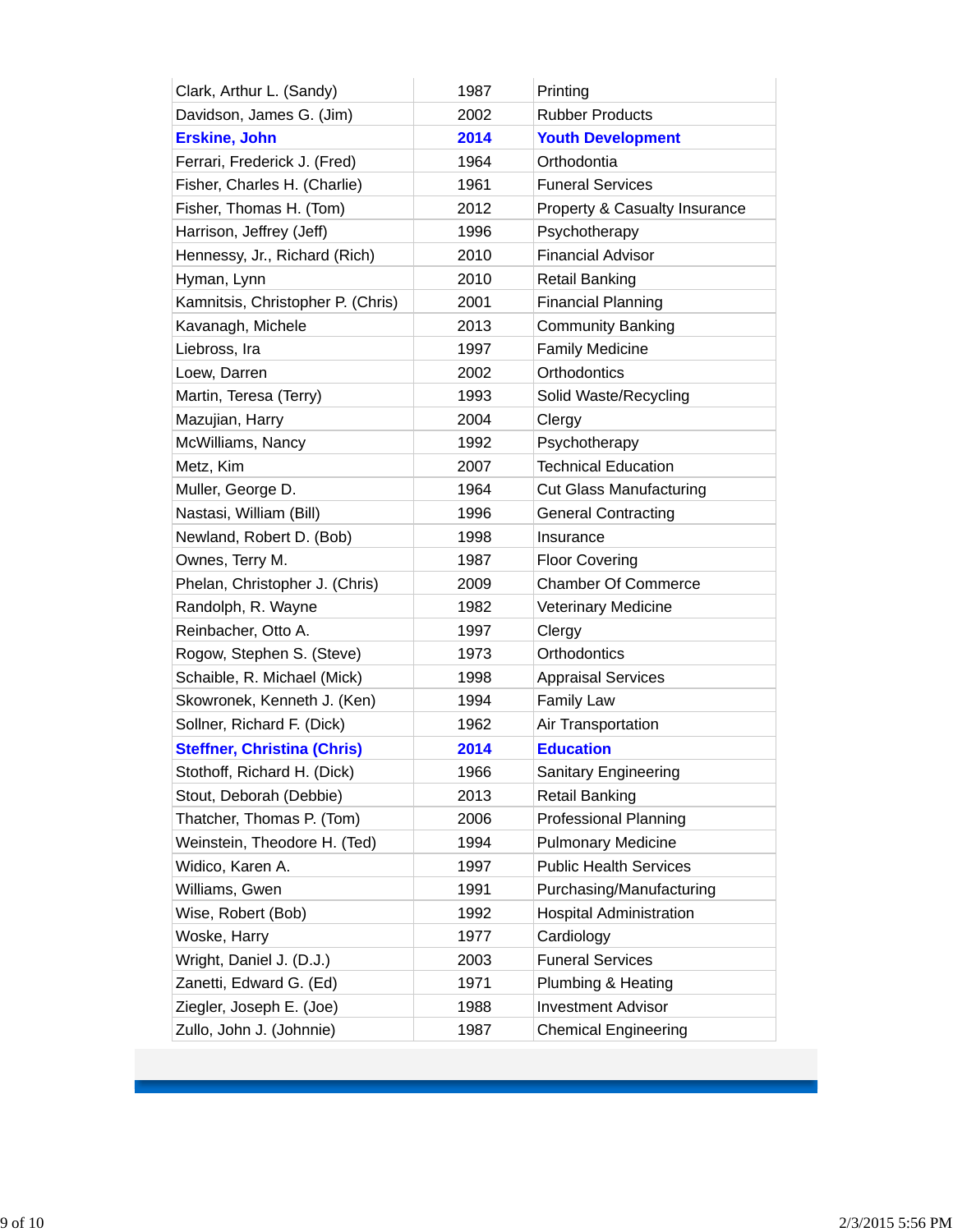| | | |
|---|---|---|
| Clark, Arthur L. (Sandy) | 1987 | Printing |
| Davidson, James G. (Jim) | 2002 | Rubber Products |
| **Erskine, John** | **2014** | **Youth Development** |
| Ferrari, Frederick J. (Fred) | 1964 | Orthodontia |
| Fisher, Charles H. (Charlie) | 1961 | Funeral Services |
| Fisher, Thomas H. (Tom) | 2012 | Property & Casualty Insurance |
| Harrison, Jeffrey (Jeff) | 1996 | Psychotherapy |
| Hennessy, Jr., Richard (Rich) | 2010 | Financial Advisor |
| Hyman, Lynn | 2010 | Retail Banking |
| Kamnitsis, Christopher P. (Chris) | 2001 | Financial Planning |
| Kavanagh, Michele | 2013 | Community Banking |
| Liebross, Ira | 1997 | Family Medicine |
| Loew, Darren | 2002 | Orthodontics |
| Martin, Teresa (Terry) | 1993 | Solid Waste/Recycling |
| Mazujian, Harry | 2004 | Clergy |
| McWilliams, Nancy | 1992 | Psychotherapy |
| Metz, Kim | 2007 | Technical Education |
| Muller, George D. | 1964 | Cut Glass Manufacturing |
| Nastasi, William (Bill) | 1996 | General Contracting |
| Newland, Robert D. (Bob) | 1998 | Insurance |
| Ownes, Terry M. | 1987 | Floor Covering |
| Phelan, Christopher J. (Chris) | 2009 | Chamber Of Commerce |
| Randolph, R. Wayne | 1982 | Veterinary Medicine |
| Reinbacher, Otto A. | 1997 | Clergy |
| Rogow, Stephen S. (Steve) | 1973 | Orthodontics |
| Schaible, R. Michael (Mick) | 1998 | Appraisal Services |
| Skowronek, Kenneth J. (Ken) | 1994 | Family Law |
| Sollner, Richard F. (Dick) | 1962 | Air Transportation |
| **Steffner, Christina (Chris)** | **2014** | **Education** |
| Stothoff, Richard H. (Dick) | 1966 | Sanitary Engineering |
| Stout, Deborah (Debbie) | 2013 | Retail Banking |
| Thatcher, Thomas P. (Tom) | 2006 | Professional Planning |
| Weinstein, Theodore H. (Ted) | 1994 | Pulmonary Medicine |
| Widico, Karen A. | 1997 | Public Health Services |
| Williams, Gwen | 1991 | Purchasing/Manufacturing |
| Wise, Robert (Bob) | 1992 | Hospital Administration |
| Woske, Harry | 1977 | Cardiology |
| Wright, Daniel J. (D.J.) | 2003 | Funeral Services |
| Zanetti, Edward G. (Ed) | 1971 | Plumbing & Heating |
| Ziegler, Joseph E. (Joe) | 1988 | Investment Advisor |
| Zullo, John J. (Johnnie) | 1987 | Chemical Engineering |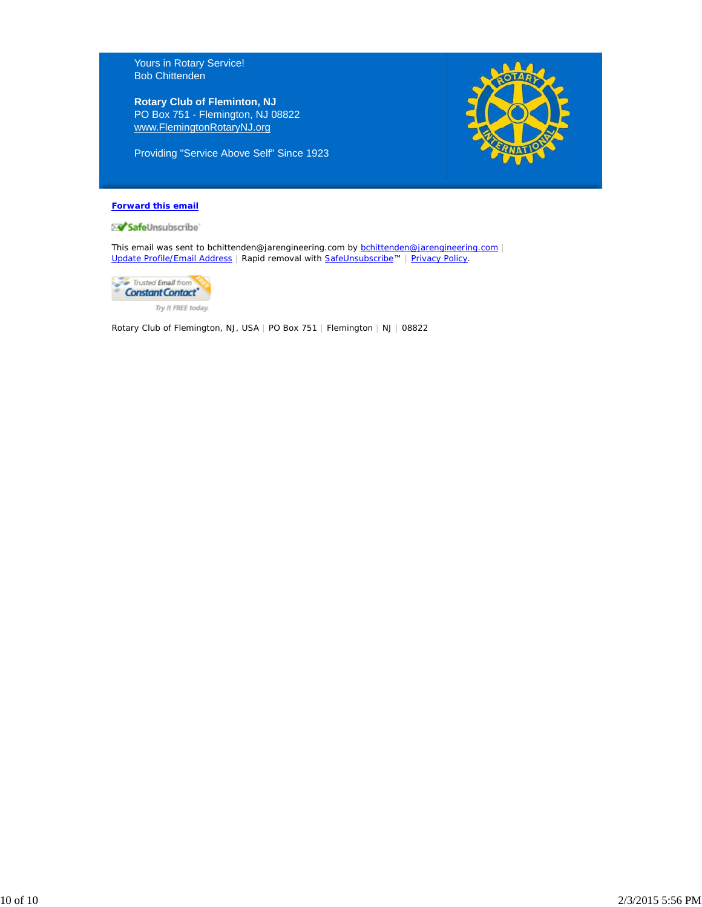Yours in Rotary Service!
Bob Chittenden

**Rotary Club of Fleminton, NJ**
PO Box 751 - Flemington, NJ 08822
www.FlemingtonRotaryNJ.org

Providing "Service Above Self" Since 1923

**Forward this email**

SafeUnsubscribe

This email was sent to bchittenden@jarengineering.com by bchittenden@jarengineering.com | Update Profile/Email Address | Rapid removal with SafeUnsubscribe™ | Privacy Policy.

Trusted Email from Constant Contact
Try it FREE today.

Rotary Club of Flemington, NJ, USA | PO Box 751 | Flemington | NJ | 08822